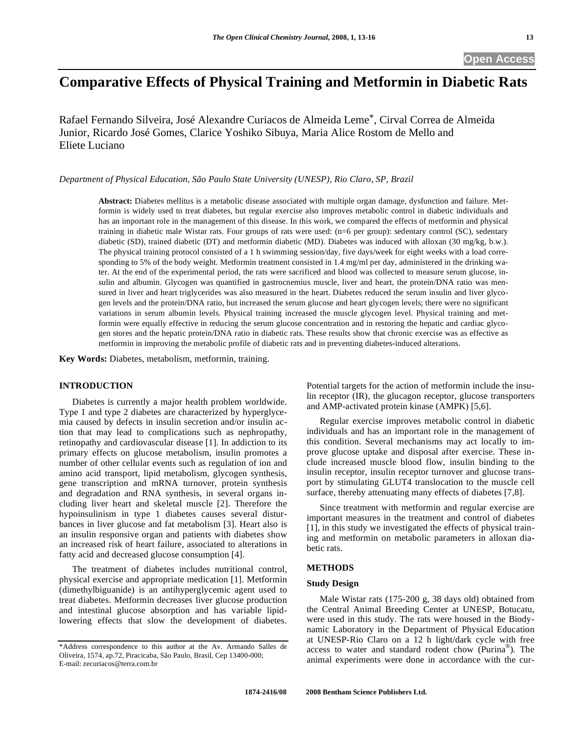# Comparative Effects of Physical Training and Metformin in Diabetic Rats

Rafael Fernando Silveira, José Alexandre Curiacos de Almeida Leme*, Cirval Correa de Almeida Junior, Ricardo José Gomes, Clarice Yoshiko Sibuya, Maria Alice Rostom de Mello and Eliete Luciano

*Department of Physical Education, São Paulo State University (UNESP), Rio Claro, SP, Brazil*

**Abstract:** Diabetes mellitus is a metabolic disease associated with multiple organ damage, dysfunction and failure. Metformin is widely used to treat diabetes, but regular exercise also improves metabolic control in diabetic individuals and has an important role in the management of this disease. In this work, we compared the effects of metformin and physical training in diabetic male Wistar rats. Four groups of rats were used: (n=6 per group): sedentary control (SC), sedentary diabetic (SD), trained diabetic (DT) and metformin diabetic (MD). Diabetes was induced with alloxan (30 mg/kg, b.w.). The physical training protocol consisted of a 1 h swimming session/day, five days/week for eight weeks with a load corresponding to 5% of the body weight. Metformin treatment consisted in 1.4 mg/ml per day, administered in the drinking water. At the end of the experimental period, the rats were sacrificed and blood was collected to measure serum glucose, insulin and albumin. Glycogen was quantified in gastrocnemius muscle, liver and heart, the protein/DNA ratio was mensured in liver and heart triglycerides was also measured in the heart. Diabetes reduced the serum insulin and liver glycogen levels and the protein/DNA ratio, but increased the serum glucose and heart glycogen levels; there were no significant variations in serum albumin levels. Physical training increased the muscle glycogen level. Physical training and metformin were equally effective in reducing the serum glucose concentration and in restoring the hepatic and cardiac glycogen stores and the hepatic protein/DNA ratio in diabetic rats. These results show that chronic exercise was as effective as metformin in improving the metabolic profile of diabetic rats and in preventing diabetes-induced alterations.

**Key Words:** Diabetes, metabolism, metformin, training.

## INTRODUCTION

Diabetes is currently a major health problem worldwide. Type 1 and type 2 diabetes are characterized by hyperglycemia caused by defects in insulin secretion and/or insulin action that may lead to complications such as nephropathy, retinopathy and cardiovascular disease [1]. In addiction to its primary effects on glucose metabolism, insulin promotes a number of other cellular events such as regulation of ion and amino acid transport, lipid metabolism, glycogen synthesis, gene transcription and mRNA turnover, protein synthesis and degradation and RNA synthesis, in several organs including liver heart and skeletal muscle [2]. Therefore the hypoinsulinism in type 1 diabetes causes several disturbances in liver glucose and fat metabolism [3]. Heart also is an insulin responsive organ and patients with diabetes show an increased risk of heart failure, associated to alterations in fatty acid and decreased glucose consumption [4].

The treatment of diabetes includes nutritional control, physical exercise and appropriate medication [1]. Metformin (dimethylbiguanide) is an antihyperglycemic agent used to treat diabetes. Metformin decreases liver glucose production and intestinal glucose absorption and has variable lipid-lowering effects that slow the development of diabetes. Potential targets for the action of metformin include the insulin receptor (IR), the glucagon receptor, glucose transporters and AMP-activated protein kinase (AMPK) [5,6].

Regular exercise improves metabolic control in diabetic individuals and has an important role in the management of this condition. Several mechanisms may act locally to improve glucose uptake and disposal after exercise. These include increased muscle blood flow, insulin binding to the insulin receptor, insulin receptor turnover and glucose transport by stimulating GLUT4 translocation to the muscle cell surface, thereby attenuating many effects of diabetes [7,8].

Since treatment with metformin and regular exercise are important measures in the treatment and control of diabetes [1], in this study we investigated the effects of physical training and metformin on metabolic parameters in alloxan diabetic rats.

## METHODS

### Study Design

Male Wistar rats (175-200 g, 38 days old) obtained from the Central Animal Breeding Center at UNESP, Botucatu, were used in this study. The rats were housed in the Biodynamic Laboratory in the Department of Physical Education at UNESP-Rio Claro on a 12 h light/dark cycle with free access to water and standard rodent chow (Purina®). The animal experiments were done in accordance with the cur-

*Address correspondence to this author at the Av. Armando Salles de Oliveira, 1574, ap.72, Piracicaba, São Paulo, Brasil, Cep 13400-000; E-mail: zecuriacos@terra.com.br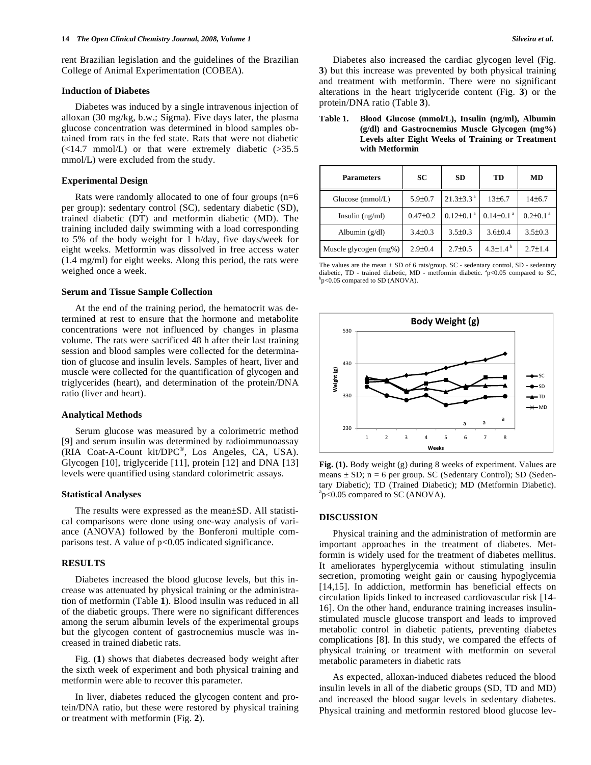rent Brazilian legislation and the guidelines of the Brazilian College of Animal Experimentation (COBEA).

### Induction of Diabetes

Diabetes was induced by a single intravenous injection of alloxan (30 mg/kg, b.w.; Sigma). Five days later, the plasma glucose concentration was determined in blood samples obtained from rats in the fed state. Rats that were not diabetic (<14.7 mmol/L) or that were extremely diabetic (>35.5 mmol/L) were excluded from the study.

### Experimental Design

Rats were randomly allocated to one of four groups (n=6 per group): sedentary control (SC), sedentary diabetic (SD), trained diabetic (DT) and metformin diabetic (MD). The training included daily swimming with a load corresponding to 5% of the body weight for 1 h/day, five days/week for eight weeks. Metformin was dissolved in free access water (1.4 mg/ml) for eight weeks. Along this period, the rats were weighed once a week.

### Serum and Tissue Sample Collection

At the end of the training period, the hematocrit was determined at rest to ensure that the hormone and metabolite concentrations were not influenced by changes in plasma volume. The rats were sacrificed 48 h after their last training session and blood samples were collected for the determination of glucose and insulin levels. Samples of heart, liver and muscle were collected for the quantification of glycogen and triglycerides (heart), and determination of the protein/DNA ratio (liver and heart).

### Analytical Methods

Serum glucose was measured by a colorimetric method [9] and serum insulin was determined by radioimmunoassay (RIA Coat-A-Count kit/DPC®, Los Angeles, CA, USA). Glycogen [10], triglyceride [11], protein [12] and DNA [13] levels were quantified using standard colorimetric assays.

### Statistical Analyses

The results were expressed as the mean±SD. All statistical comparisons were done using one-way analysis of variance (ANOVA) followed by the Bonferoni multiple comparisons test. A value of $p<0.05$ indicated significance.

## RESULTS

Diabetes increased the blood glucose levels, but this increase was attenuated by physical training or the administration of metformin (Table **1**). Blood insulin was reduced in all of the diabetic groups. There were no significant differences among the serum albumin levels of the experimental groups but the glycogen content of gastrocnemius muscle was increased in trained diabetic rats.

Fig. (**1**) shows that diabetes decreased body weight after the sixth week of experiment and both physical training and metformin were able to recover this parameter.

In liver, diabetes reduced the glycogen content and protein/DNA ratio, but these were restored by physical training or treatment with metformin (Fig. **2**).

Diabetes also increased the cardiac glycogen level (Fig. **3**) but this increase was prevented by both physical training and treatment with metformin. There were no significant alterations in the heart triglyceride content (Fig. **3**) or the protein/DNA ratio (Table **3**).

**Table 1. Blood Glucose (mmol/L), Insulin (ng/ml), Albumin (g/dl) and Gastrocnemius Muscle Glycogen (mg%) Levels after Eight Weeks of Training or Treatment with Metformin**

| Parameters | SC | SD | TD | MD |
|---|---|---|---|---|
| Glucose (mmol/L) | 5.9±0.7 | 21.3±3.3 [a] | 13±6.7 | 14±6.7 |
| Insulin (ng/ml) | 0.47±0.2 | 0.12±0.1 [a] | 0.14±0.1 [a] | 0.2±0.1 [a] |
| Albumin (g/dl) | 3.4±0.3 | 3.5±0.3 | 3.6±0.4 | 3.5±0.3 |
| Muscle glycogen (mg%) | 2.9±0.4 | 2.7±0.5 | 4.3±1.4 [b] | 2.7±1.4 |

The values are the mean ± SD of 6 rats/group. SC - sedentary control, SD - sedentary diabetic, TD - trained diabetic, MD - metformin diabetic. [a]$p<0.05$ compared to SC, [b]$p<0.05$ compared to SD (ANOVA).

**Fig. (1).** Body weight (g) during 8 weeks of experiment. Values are means ± SD; n = 6 per group. SC (Sedentary Control); SD (Sedentary Diabetic); TD (Trained Diabetic); MD (Metformin Diabetic). [a]$p<0.05$ compared to SC (ANOVA).

## DISCUSSION

Physical training and the administration of metformin are important approaches in the treatment of diabetes. Metformin is widely used for the treatment of diabetes mellitus. It ameliorates hyperglycemia without stimulating insulin secretion, promoting weight gain or causing hypoglycemia [14,15]. In addiction, metformin has beneficial effects on circulation lipids linked to increased cardiovascular risk [14-16]. On the other hand, endurance training increases insulin-stimulated muscle glucose transport and leads to improved metabolic control in diabetic patients, preventing diabetes complications [8]. In this study, we compared the effects of physical training or treatment with metformin on several metabolic parameters in diabetic rats

As expected, alloxan-induced diabetes reduced the blood insulin levels in all of the diabetic groups (SD, TD and MD) and increased the blood sugar levels in sedentary diabetes. Physical training and metformin restored blood glucose lev-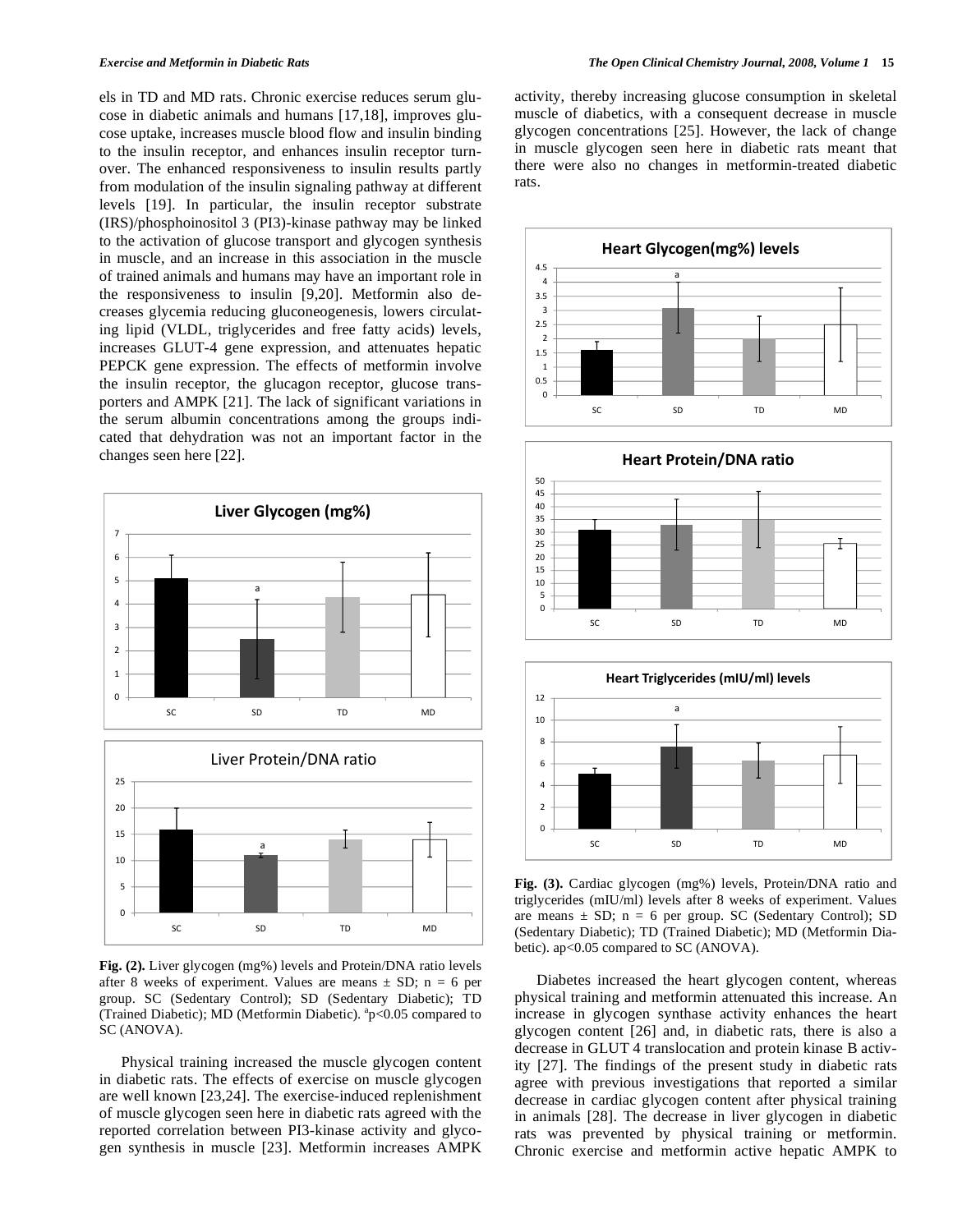els in TD and MD rats. Chronic exercise reduces serum glucose in diabetic animals and humans [17,18], improves glucose uptake, increases muscle blood flow and insulin binding to the insulin receptor, and enhances insulin receptor turnover. The enhanced responsiveness to insulin results partly from modulation of the insulin signaling pathway at different levels [19]. In particular, the insulin receptor substrate (IRS)/phosphoinositol 3 (PI3)-kinase pathway may be linked to the activation of glucose transport and glycogen synthesis in muscle, and an increase in this association in the muscle of trained animals and humans may have an important role in the responsiveness to insulin [9,20]. Metformin also decreases glycemia reducing gluconeogenesis, lowers circulating lipid (VLDL, triglycerides and free fatty acids) levels, increases GLUT-4 gene expression, and attenuates hepatic PEPCK gene expression. The effects of metformin involve the insulin receptor, the glucagon receptor, glucose transporters and AMPK [21]. The lack of significant variations in the serum albumin concentrations among the groups indicated that dehydration was not an important factor in the changes seen here [22].

**Fig. (2).** Liver glycogen (mg%) levels and Protein/DNA ratio levels after 8 weeks of experiment. Values are means ± SD; n = 6 per group. SC (Sedentary Control); SD (Sedentary Diabetic); TD (Trained Diabetic); MD (Metformin Diabetic). [a]p<0.05 compared to SC (ANOVA).

Physical training increased the muscle glycogen content in diabetic rats. The effects of exercise on muscle glycogen are well known [23,24]. The exercise-induced replenishment of muscle glycogen seen here in diabetic rats agreed with the reported correlation between PI3-kinase activity and glycogen synthesis in muscle [23]. Metformin increases AMPK activity, thereby increasing glucose consumption in skeletal muscle of diabetics, with a consequent decrease in muscle glycogen concentrations [25]. However, the lack of change in muscle glycogen seen here in diabetic rats meant that there were also no changes in metformin-treated diabetic rats.

**Fig. (3).** Cardiac glycogen (mg%) levels, Protein/DNA ratio and triglycerides (mIU/ml) levels after 8 weeks of experiment. Values are means ± SD; n = 6 per group. SC (Sedentary Control); SD (Sedentary Diabetic); TD (Trained Diabetic); MD (Metformin Diabetic). ap<0.05 compared to SC (ANOVA).

Diabetes increased the heart glycogen content, whereas physical training and metformin attenuated this increase. An increase in glycogen synthase activity enhances the heart glycogen content [26] and, in diabetic rats, there is also a decrease in GLUT 4 translocation and protein kinase B activity [27]. The findings of the present study in diabetic rats agree with previous investigations that reported a similar decrease in cardiac glycogen content after physical training in animals [28]. The decrease in liver glycogen in diabetic rats was prevented by physical training or metformin. Chronic exercise and metformin active hepatic AMPK to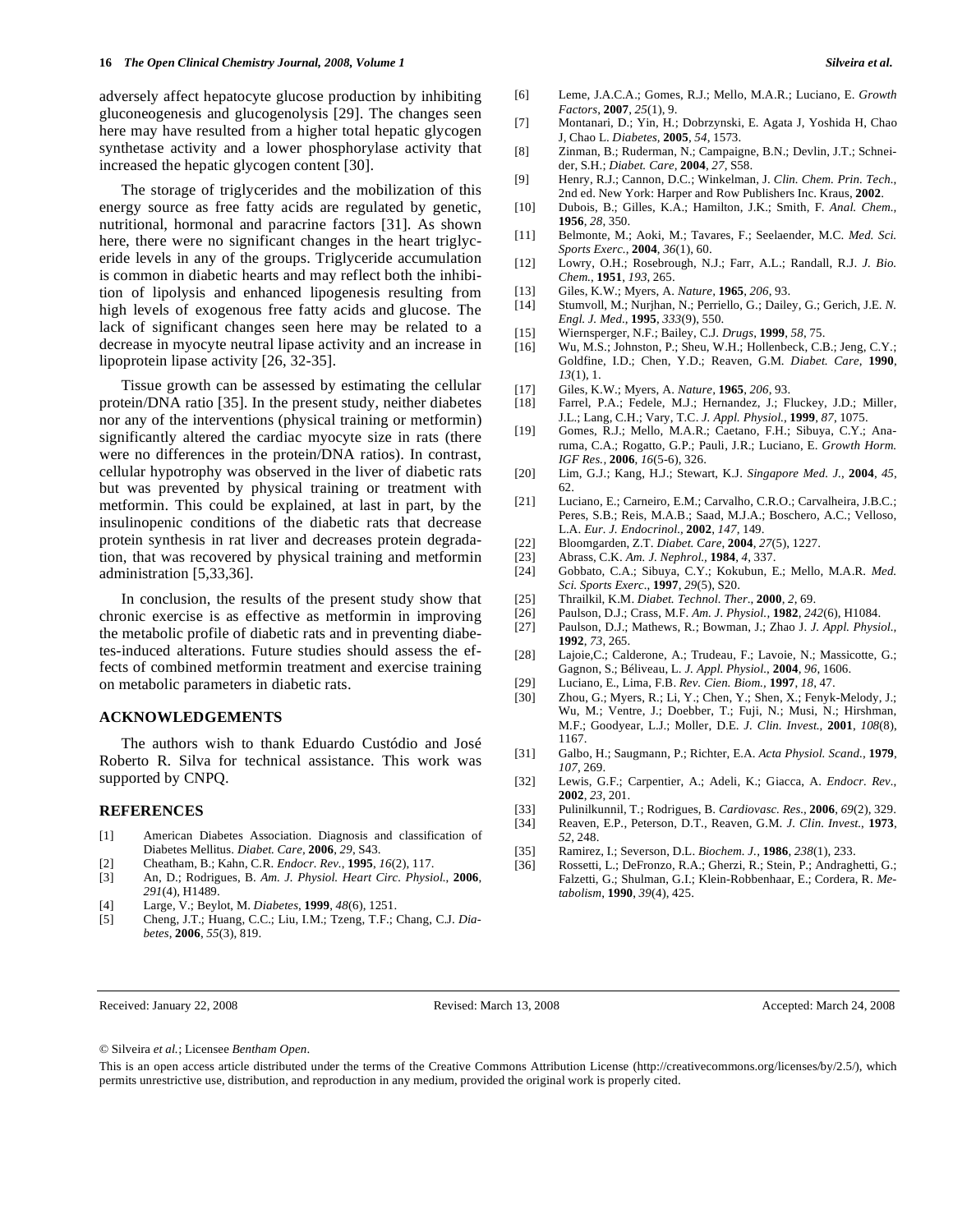adversely affect hepatocyte glucose production by inhibiting gluconeogenesis and glucogenolysis [29]. The changes seen here may have resulted from a higher total hepatic glycogen synthetase activity and a lower phosphorylase activity that increased the hepatic glycogen content [30].

The storage of triglycerides and the mobilization of this energy source as free fatty acids are regulated by genetic, nutritional, hormonal and paracrine factors [31]. As shown here, there were no significant changes in the heart triglyceride levels in any of the groups. Triglyceride accumulation is common in diabetic hearts and may reflect both the inhibition of lipolysis and enhanced lipogenesis resulting from high levels of exogenous free fatty acids and glucose. The lack of significant changes seen here may be related to a decrease in myocyte neutral lipase activity and an increase in lipoprotein lipase activity [26, 32-35].

Tissue growth can be assessed by estimating the cellular protein/DNA ratio [35]. In the present study, neither diabetes nor any of the interventions (physical training or metformin) significantly altered the cardiac myocyte size in rats (there were no differences in the protein/DNA ratios). In contrast, cellular hypotrophy was observed in the liver of diabetic rats but was prevented by physical training or treatment with metformin. This could be explained, at last in part, by the insulinopenic conditions of the diabetic rats that decrease protein synthesis in rat liver and decreases protein degradation, that was recovered by physical training and metformin administration [5,33,36].

In conclusion, the results of the present study show that chronic exercise is as effective as metformin in improving the metabolic profile of diabetic rats and in preventing diabetes-induced alterations. Future studies should assess the effects of combined metformin treatment and exercise training on metabolic parameters in diabetic rats.

## ACKNOWLEDGEMENTS

The authors wish to thank Eduardo Custódio and José Roberto R. Silva for technical assistance. This work was supported by CNPQ.

## REFERENCES

[1] American Diabetes Association. Diagnosis and classification of Diabetes Mellitus. *Diabet. Care*, **2006**, *29*, S43.

[2] Cheatham, B.; Kahn, C.R. *Endocr. Rev.*, **1995**, *16*(2), 117.

[3] An, D.; Rodrigues, B. *Am. J. Physiol. Heart Circ. Physiol.*, **2006**, *291*(4), H1489.

[4] Large, V.; Beylot, M. *Diabetes*, **1999**, *48*(6), 1251.

[5] Cheng, J.T.; Huang, C.C.; Liu, I.M.; Tzeng, T.F.; Chang, C.J. *Diabetes*, **2006**, *55*(3), 819.

[6] Leme, J.A.C.A.; Gomes, R.J.; Mello, M.A.R.; Luciano, E. *Growth Factors*, **2007**, *25*(1), 9.

[7] Montanari, D.; Yin, H.; Dobrzynski, E. Agata J, Yoshida H, Chao J, Chao L. *Diabetes*, **2005**, *54*, 1573.

[8] Zinman, B.; Ruderman, N.; Campaigne, B.N.; Devlin, J.T.; Schneider, S.H.; *Diabet. Care*, **2004**, *27*, S58.

[9] Henry, R.J.; Cannon, D.C.; Winkelman, J. *Clin. Chem. Prin. Tech.*, 2nd ed. New York: Harper and Row Publishers Inc. Kraus, **2002**.

[10] Dubois, B.; Gilles, K.A.; Hamilton, J.K.; Smith, F. *Anal. Chem.*, **1956**, *28*, 350.

[11] Belmonte, M.; Aoki, M.; Tavares, F.; Seelaender, M.C. *Med. Sci. Sports Exerc.*, **2004**, *36*(1), 60.

[12] Lowry, O.H.; Rosebrough, N.J.; Farr, A.L.; Randall, R.J. *J. Bio. Chem.*, **1951**, *193*, 265.

[13] Giles, K.W.; Myers, A. *Nature*, **1965**, *206*, 93.

[14] Stumvoll, M.; Nurjhan, N.; Perriello, G.; Dailey, G.; Gerich, J.E. *N. Engl. J. Med.*, **1995**, *333*(9), 550.

[15] Wiernsperger, N.F.; Bailey, C.J. *Drugs*, **1999**, *58*, 75.

[16] Wu, M.S.; Johnston, P.; Sheu, W.H.; Hollenbeck, C.B.; Jeng, C.Y.; Goldfine, I.D.; Chen, Y.D.; Reaven, G.M. *Diabet. Care*, **1990**, *13*(1), 1.

[17] Giles, K.W.; Myers, A. *Nature*, **1965**, *206*, 93.

[18] Farrel, P.A.; Fedele, M.J.; Hernandez, J.; Fluckey, J.D.; Miller, J.L.; Lang, C.H.; Vary, T.C. *J. Appl. Physiol.*, **1999**, *87*, 1075.

[19] Gomes, R.J.; Mello, M.A.R.; Caetano, F.H.; Sibuya, C.Y.; Anaruma, C.A.; Rogatto, G.P.; Pauli, J.R.; Luciano, E. *Growth Horm. IGF Res.*, **2006**, *16*(5-6), 326.

[20] Lim, G.J.; Kang, H.J.; Stewart, K.J. *Singapore Med. J.*, **2004**, *45*, 62.

[21] Luciano, E.; Carneiro, E.M.; Carvalho, C.R.O.; Carvalheira, J.B.C.; Peres, S.B.; Reis, M.A.B.; Saad, M.J.A.; Boschero, A.C.; Velloso, L.A. *Eur. J. Endocrinol.*, **2002**, *147*, 149.

[22] Bloomgarden, Z.T. *Diabet. Care*, **2004**, *27*(5), 1227.

[23] Abrass, C.K. *Am. J. Nephrol.*, **1984**, *4*, 337.

[24] Gobbato, C.A.; Sibuya, C.Y.; Kokubun, E.; Mello, M.A.R. *Med. Sci. Sports Exerc.*, **1997**, *29*(5), S20.

[25] Thrailkil, K.M. *Diabet. Technol. Ther.*, **2000**, *2*, 69.

[26] Paulson, D.J.; Crass, M.F. *Am. J. Physiol.*, **1982**, *242*(6), H1084.

[27] Paulson, D.J.; Mathews, R.; Bowman, J.; Zhao J. *J. Appl. Physiol.*, **1992**, *73*, 265.

[28] Lajoie,C.; Calderone, A.; Trudeau, F.; Lavoie, N.; Massicotte, G.; Gagnon, S.; Béliveau, L. *J. Appl. Physiol.*, **2004**, *96*, 1606.

[29] Luciano, E., Lima, F.B. *Rev. Cien. Biom.*, **1997**, *18*, 47.

[30] Zhou, G.; Myers, R.; Li, Y.; Chen, Y.; Shen, X.; Fenyk-Melody, J.; Wu, M.; Ventre, J.; Doebber, T.; Fuji, N.; Musi, N.; Hirshman, M.F.; Goodyear, L.J.; Moller, D.E. *J. Clin. Invest.*, **2001**, *108*(8), 1167.

[31] Galbo, H.; Saugmann, P.; Richter, E.A. *Acta Physiol. Scand.*, **1979**, *107*, 269.

[32] Lewis, G.F.; Carpentier, A.; Adeli, K.; Giacca, A. *Endocr. Rev.*, **2002**, *23*, 201.

[33] Pulinilkunnil, T.; Rodrigues, B. *Cardiovasc. Res.*, **2006**, *69*(2), 329.

[34] Reaven, E.P., Peterson, D.T., Reaven, G.M. *J. Clin. Invest.*, **1973**, *52*, 248.

[35] Ramirez, I.; Severson, D.L. *Biochem. J.*, **1986**, *238*(1), 233.

[36] Rossetti, L.; DeFronzo, R.A.; Gherzi, R.; Stein, P.; Andraghetti, G.; Falzetti, G.; Shulman, G.I.; Klein-Robbenhaar, E.; Cordera, R. *Metabolism*, **1990**, *39*(4), 425.

Received: January 22, 2008 Revised: March 13, 2008 Accepted: March 24, 2008

© Silveira *et al.*; Licensee *Bentham Open*.

This is an open access article distributed under the terms of the Creative Commons Attribution License (http://creativecommons.org/licenses/by/2.5/), which permits unrestrictive use, distribution, and reproduction in any medium, provided the original work is properly cited.